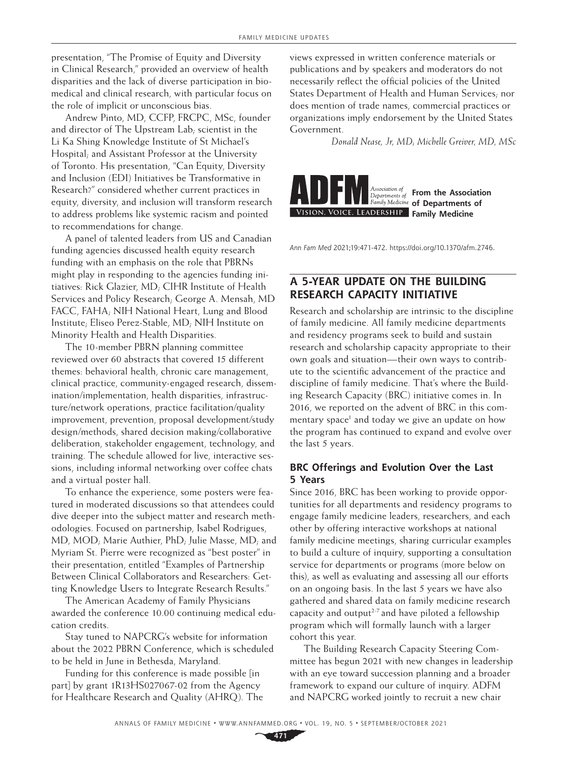presentation, "The Promise of Equity and Diversity in Clinical Research," provided an overview of health disparities and the lack of diverse participation in biomedical and clinical research, with particular focus on the role of implicit or unconscious bias.

Andrew Pinto, MD, CCFP, FRCPC, MSc, founder and director of The Upstream Lab; scientist in the Li Ka Shing Knowledge Institute of St Michael's Hospital; and Assistant Professor at the University of Toronto. His presentation, "Can Equity, Diversity and Inclusion (EDI) Initiatives be Transformative in Research?" considered whether current practices in equity, diversity, and inclusion will transform research to address problems like systemic racism and pointed to recommendations for change.

A panel of talented leaders from US and Canadian funding agencies discussed health equity research funding with an emphasis on the role that PBRNs might play in responding to the agencies funding initiatives: Rick Glazier, MD; CIHR Institute of Health Services and Policy Research; George A. Mensah, MD FACC, FAHA; NIH National Heart, Lung and Blood Institute; Eliseo Perez-Stable, MD; NIH Institute on Minority Health and Health Disparities.

The 10-member PBRN planning committee reviewed over 60 abstracts that covered 15 different themes: behavioral health, chronic care management, clinical practice, community-engaged research, dissemination/implementation, health disparities, infrastructure/network operations, practice facilitation/quality improvement, prevention, proposal development/study design/methods, shared decision making/collaborative deliberation, stakeholder engagement, technology, and training. The schedule allowed for live, interactive sessions, including informal networking over coffee chats and a virtual poster hall.

To enhance the experience, some posters were featured in moderated discussions so that attendees could dive deeper into the subject matter and research methodologies. Focused on partnership, Isabel Rodrigues, MD, MOD; Marie Authier, PhD; Julie Masse, MD; and Myriam St. Pierre were recognized as "best poster" in their presentation, entitled "Examples of Partnership Between Clinical Collaborators and Researchers: Getting Knowledge Users to Integrate Research Results."

The American Academy of Family Physicians awarded the conference 10.00 continuing medical education credits.

Stay tuned to NAPCRG's website for information about the 2022 PBRN Conference, which is scheduled to be held in June in Bethesda, Maryland.

Funding for this conference is made possible [in part] by grant 1R13HS027067-02 from the Agency for Healthcare Research and Quality (AHRQ). The views expressed in written conference materials or publications and by speakers and moderators do not necessarily reflect the official policies of the United States Department of Health and Human Services; nor does mention of trade names, commercial practices or organizations imply endorsement by the United States Government.

*Donald Nease, Jr, MD; Michelle Greiver, MD, MSc*

**ADFM** Association of Departments of Family Medicine — VISION. VOICE. LEADERSHIP

**From the Association of Departments of Family Medicine**

*Ann Fam Med* 2021;19:471-472. https://doi.org/10.1370/afm.2746.

## A 5-YEAR UPDATE ON THE BUILDING RESEARCH CAPACITY INITIATIVE

Research and scholarship are intrinsic to the discipline of family medicine. All family medicine departments and residency programs seek to build and sustain research and scholarship capacity appropriate to their own goals and situation—their own ways to contribute to the scientific advancement of the practice and discipline of family medicine. That's where the Building Research Capacity (BRC) initiative comes in. In 2016, we reported on the advent of BRC in this commentary space[1] and today we give an update on how the program has continued to expand and evolve over the last 5 years.

### BRC Offerings and Evolution Over the Last 5 Years

Since 2016, BRC has been working to provide opportunities for all departments and residency programs to engage family medicine leaders, researchers, and each other by offering interactive workshops at national family medicine meetings, sharing curricular examples to build a culture of inquiry, supporting a consultation service for departments or programs (more below on this), as well as evaluating and assessing all our efforts on an ongoing basis. In the last 5 years we have also gathered and shared data on family medicine research capacity and output[2-7] and have piloted a fellowship program which will formally launch with a larger cohort this year.

The Building Research Capacity Steering Committee has begun 2021 with new changes in leadership with an eye toward succession planning and a broader framework to expand our culture of inquiry. ADFM and NAPCRG worked jointly to recruit a new chair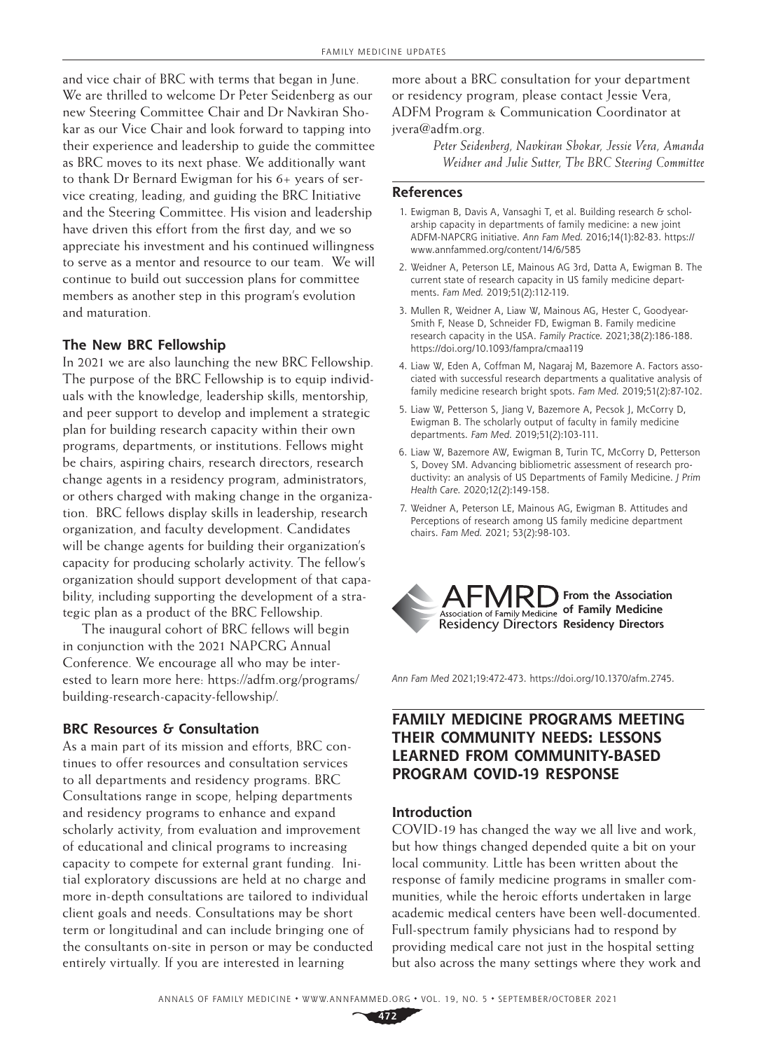and vice chair of BRC with terms that began in June. We are thrilled to welcome Dr Peter Seidenberg as our new Steering Committee Chair and Dr Navkiran Shokar as our Vice Chair and look forward to tapping into their experience and leadership to guide the committee as BRC moves to its next phase. We additionally want to thank Dr Bernard Ewigman for his 6+ years of service creating, leading, and guiding the BRC Initiative and the Steering Committee. His vision and leadership have driven this effort from the first day, and we so appreciate his investment and his continued willingness to serve as a mentor and resource to our team. We will continue to build out succession plans for committee members as another step in this program's evolution and maturation.

### The New BRC Fellowship

In 2021 we are also launching the new BRC Fellowship. The purpose of the BRC Fellowship is to equip individuals with the knowledge, leadership skills, mentorship, and peer support to develop and implement a strategic plan for building research capacity within their own programs, departments, or institutions. Fellows might be chairs, aspiring chairs, research directors, research change agents in a residency program, administrators, or others charged with making change in the organization. BRC fellows display skills in leadership, research organization, and faculty development. Candidates will be change agents for building their organization's capacity for producing scholarly activity. The fellow's organization should support development of that capability, including supporting the development of a strategic plan as a product of the BRC Fellowship.

The inaugural cohort of BRC fellows will begin in conjunction with the 2021 NAPCRG Annual Conference. We encourage all who may be interested to learn more here: https://adfm.org/programs/building-research-capacity-fellowship/.

### BRC Resources & Consultation

As a main part of its mission and efforts, BRC continues to offer resources and consultation services to all departments and residency programs. BRC Consultations range in scope, helping departments and residency programs to enhance and expand scholarly activity, from evaluation and improvement of educational and clinical programs to increasing capacity to compete for external grant funding. Initial exploratory discussions are held at no charge and more in-depth consultations are tailored to individual client goals and needs. Consultations may be short term or longitudinal and can include bringing one of the consultants on-site in person or may be conducted entirely virtually. If you are interested in learning more about a BRC consultation for your department or residency program, please contact Jessie Vera, ADFM Program & Communication Coordinator at jvera@adfm.org.

*Peter Seidenberg, Navkiran Shokar, Jessie Vera, Amanda Weidner and Julie Sutter, The BRC Steering Committee*

### References

1. Ewigman B, Davis A, Vansaghi T, et al. Building research & scholarship capacity in departments of family medicine: a new joint ADFM-NAPCRG initiative. *Ann Fam Med.* 2016;14(1):82-83. https://www.annfammed.org/content/14/6/585
2. Weidner A, Peterson LE, Mainous AG 3rd, Datta A, Ewigman B. The current state of research capacity in US family medicine departments. *Fam Med.* 2019;51(2):112-119.
3. Mullen R, Weidner A, Liaw W, Mainous AG, Hester C, Goodyear-Smith F, Nease D, Schneider FD, Ewigman B. Family medicine research capacity in the USA. *Family Practice.* 2021;38(2):186-188. https://doi.org/10.1093/fampra/cmaa119
4. Liaw W, Eden A, Coffman M, Nagaraj M, Bazemore A. Factors associated with successful research departments a qualitative analysis of family medicine research bright spots. *Fam Med.* 2019;51(2):87-102.
5. Liaw W, Petterson S, Jiang V, Bazemore A, Pecsok J, McCorry D, Ewigman B. The scholarly output of faculty in family medicine departments. *Fam Med.* 2019;51(2):103-111.
6. Liaw W, Bazemore AW, Ewigman B, Turin TC, McCorry D, Petterson S, Dovey SM. Advancing bibliometric assessment of research productivity: an analysis of US Departments of Family Medicine. *J Prim Health Care.* 2020;12(2):149-158.
7. Weidner A, Peterson LE, Mainous AG, Ewigman B. Attitudes and Perceptions of research among US family medicine department chairs. *Fam Med.* 2021; 53(2):98-103.

AFMRD Association of Family Medicine Residency Directors — **From the Association of Family Medicine Residency Directors**

*Ann Fam Med* 2021;19:472-473. https://doi.org/10.1370/afm.2745.

## FAMILY MEDICINE PROGRAMS MEETING THEIR COMMUNITY NEEDS: LESSONS LEARNED FROM COMMUNITY-BASED PROGRAM COVID-19 RESPONSE

### Introduction

COVID-19 has changed the way we all live and work, but how things changed depended quite a bit on your local community. Little has been written about the response of family medicine programs in smaller communities, while the heroic efforts undertaken in large academic medical centers have been well-documented. Full-spectrum family physicians had to respond by providing medical care not just in the hospital setting but also across the many settings where they work and